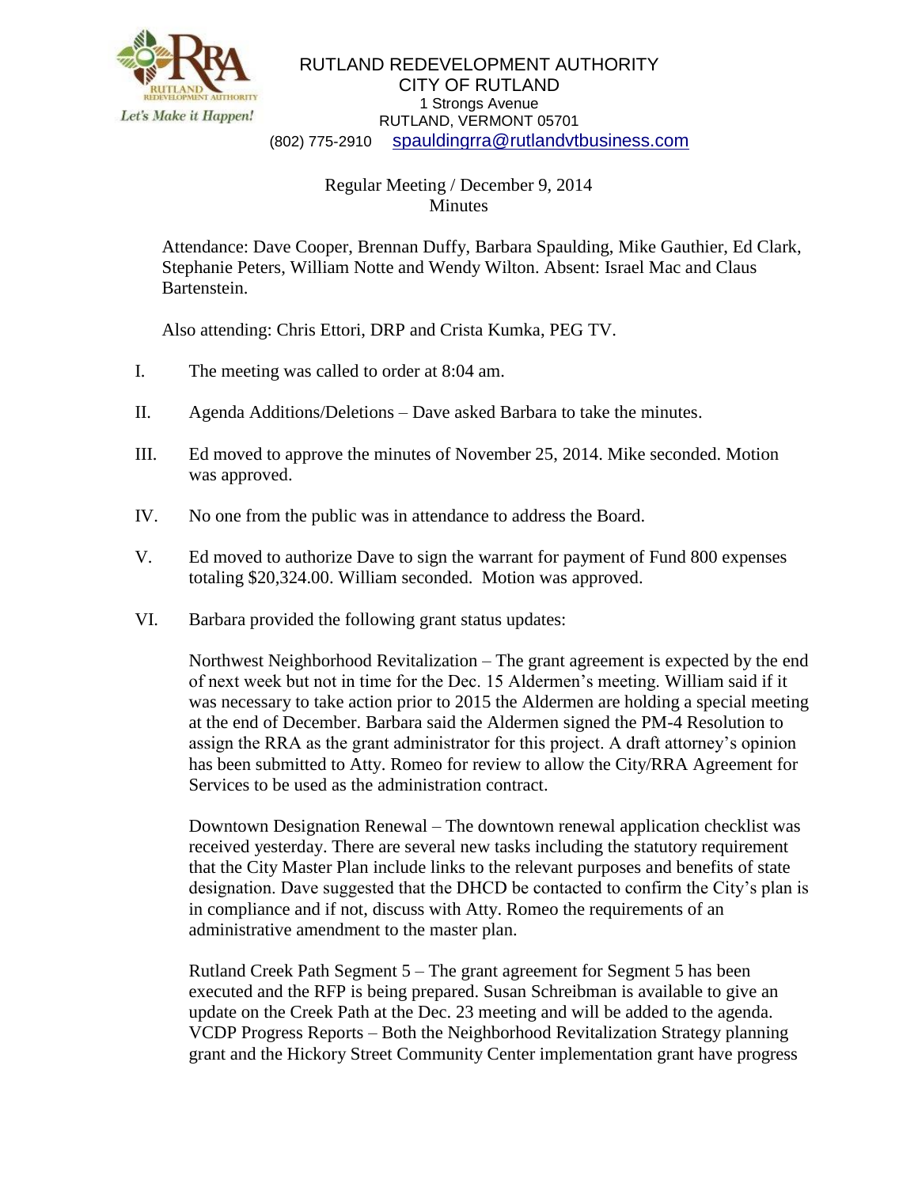RUTLAND REDEVELOPMENT AUTHORITY
CITY OF RUTLAND
1 Strongs Avenue
RUTLAND, VERMONT 05701
(802) 775-2910 spauldingrra@rutlandvtbusiness.com

Regular Meeting / December 9, 2014
Minutes

Attendance: Dave Cooper, Brennan Duffy, Barbara Spaulding, Mike Gauthier, Ed Clark, Stephanie Peters, William Notte and Wendy Wilton. Absent: Israel Mac and Claus Bartenstein.

Also attending: Chris Ettori, DRP and Crista Kumka, PEG TV.

I. The meeting was called to order at 8:04 am.

II. Agenda Additions/Deletions – Dave asked Barbara to take the minutes.

III. Ed moved to approve the minutes of November 25, 2014. Mike seconded. Motion was approved.

IV. No one from the public was in attendance to address the Board.

V. Ed moved to authorize Dave to sign the warrant for payment of Fund 800 expenses totaling $20,324.00. William seconded. Motion was approved.

VI. Barbara provided the following grant status updates:

Northwest Neighborhood Revitalization – The grant agreement is expected by the end of next week but not in time for the Dec. 15 Aldermen's meeting. William said if it was necessary to take action prior to 2015 the Aldermen are holding a special meeting at the end of December. Barbara said the Aldermen signed the PM-4 Resolution to assign the RRA as the grant administrator for this project. A draft attorney's opinion has been submitted to Atty. Romeo for review to allow the City/RRA Agreement for Services to be used as the administration contract.

Downtown Designation Renewal – The downtown renewal application checklist was received yesterday. There are several new tasks including the statutory requirement that the City Master Plan include links to the relevant purposes and benefits of state designation. Dave suggested that the DHCD be contacted to confirm the City's plan is in compliance and if not, discuss with Atty. Romeo the requirements of an administrative amendment to the master plan.

Rutland Creek Path Segment 5 – The grant agreement for Segment 5 has been executed and the RFP is being prepared. Susan Schreibman is available to give an update on the Creek Path at the Dec. 23 meeting and will be added to the agenda.
VCDP Progress Reports – Both the Neighborhood Revitalization Strategy planning grant and the Hickory Street Community Center implementation grant have progress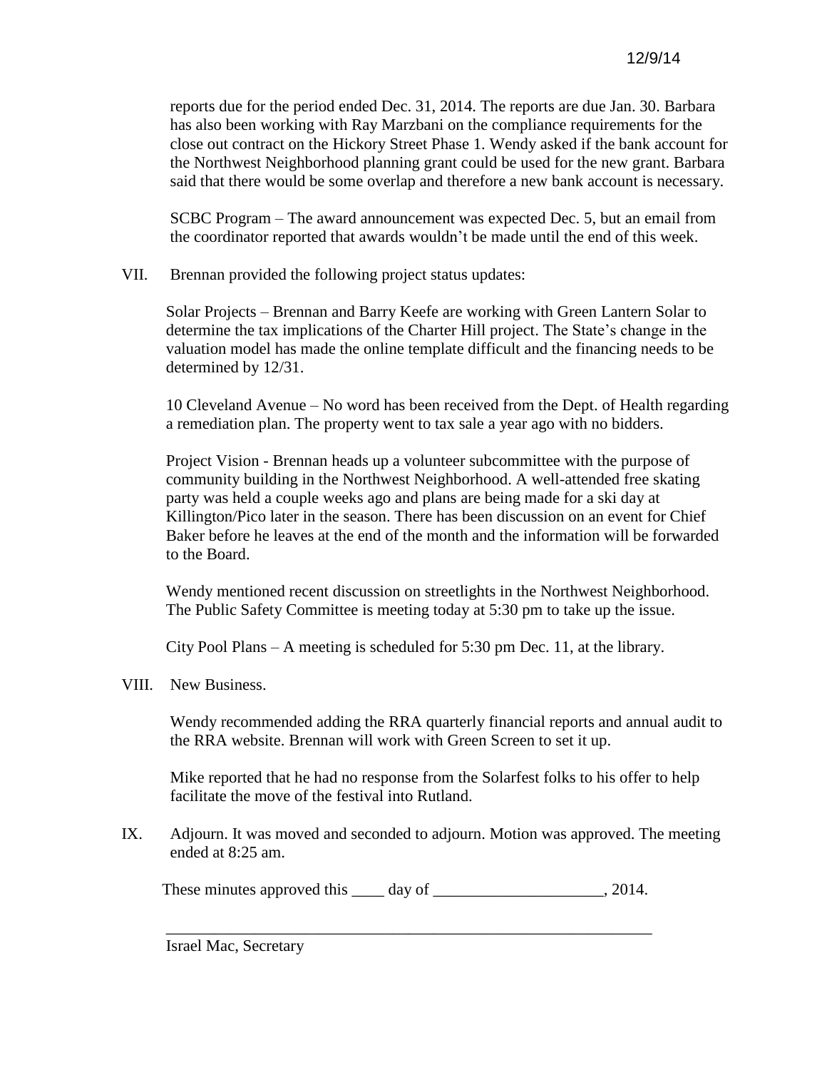reports due for the period ended Dec. 31, 2014. The reports are due Jan. 30. Barbara has also been working with Ray Marzbani on the compliance requirements for the close out contract on the Hickory Street Phase 1. Wendy asked if the bank account for the Northwest Neighborhood planning grant could be used for the new grant. Barbara said that there would be some overlap and therefore a new bank account is necessary.

SCBC Program – The award announcement was expected Dec. 5, but an email from the coordinator reported that awards wouldn't be made until the end of this week.

VII. Brennan provided the following project status updates:

Solar Projects – Brennan and Barry Keefe are working with Green Lantern Solar to determine the tax implications of the Charter Hill project. The State's change in the valuation model has made the online template difficult and the financing needs to be determined by 12/31.

10 Cleveland Avenue – No word has been received from the Dept. of Health regarding a remediation plan. The property went to tax sale a year ago with no bidders.

Project Vision - Brennan heads up a volunteer subcommittee with the purpose of community building in the Northwest Neighborhood. A well-attended free skating party was held a couple weeks ago and plans are being made for a ski day at Killington/Pico later in the season. There has been discussion on an event for Chief Baker before he leaves at the end of the month and the information will be forwarded to the Board.

Wendy mentioned recent discussion on streetlights in the Northwest Neighborhood. The Public Safety Committee is meeting today at 5:30 pm to take up the issue.

City Pool Plans – A meeting is scheduled for 5:30 pm Dec. 11, at the library.

VIII. New Business.

Wendy recommended adding the RRA quarterly financial reports and annual audit to the RRA website. Brennan will work with Green Screen to set it up.

Mike reported that he had no response from the Solarfest folks to his offer to help facilitate the move of the festival into Rutland.

IX. Adjourn. It was moved and seconded to adjourn. Motion was approved. The meeting ended at 8:25 am.

These minutes approved this ____ day of _____________________, 2014.

_______________________________________________________________

Israel Mac, Secretary